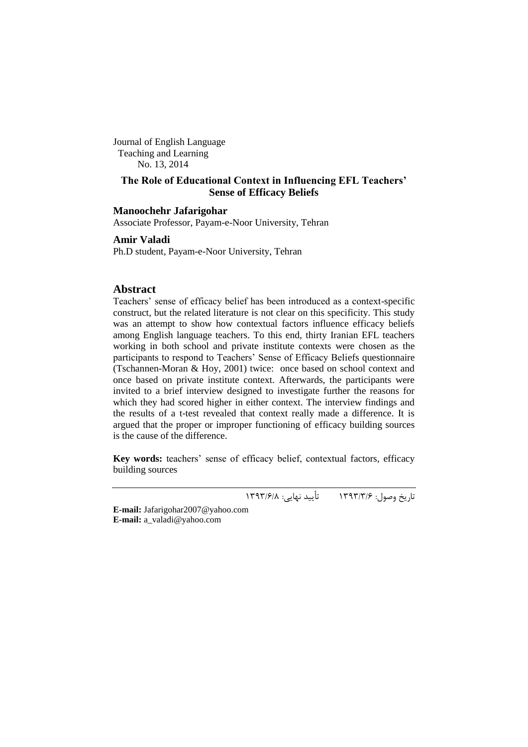Journal of English Language Teaching and Learning
No. 13, 2014

# The Role of Educational Context in Influencing EFL Teachers' Sense of Efficacy Beliefs

**Manoochehr Jafarigohar**
Associate Professor, Payam-e-Noor University, Tehran

**Amir Valadi**
Ph.D student, Payam-e-Noor University, Tehran

## Abstract

Teachers' sense of efficacy belief has been introduced as a context-specific construct, but the related literature is not clear on this specificity. This study was an attempt to show how contextual factors influence efficacy beliefs among English language teachers. To this end, thirty Iranian EFL teachers working in both school and private institute contexts were chosen as the participants to respond to Teachers' Sense of Efficacy Beliefs questionnaire (Tschannen-Moran & Hoy, 2001) twice: once based on school context and once based on private institute context. Afterwards, the participants were invited to a brief interview designed to investigate further the reasons for which they had scored higher in either context. The interview findings and the results of a t-test revealed that context really made a difference. It is argued that the proper or improper functioning of efficacy building sources is the cause of the difference.

**Key words:** teachers' sense of efficacy belief, contextual factors, efficacy building sources

تاریخ وصول: ۱۳۹۳/۳/۶ تأیید نهایی: ۱۳۹۳/۶/۸

**E-mail:** Jafarigohar2007@yahoo.com
**E-mail:** a_valadi@yahoo.com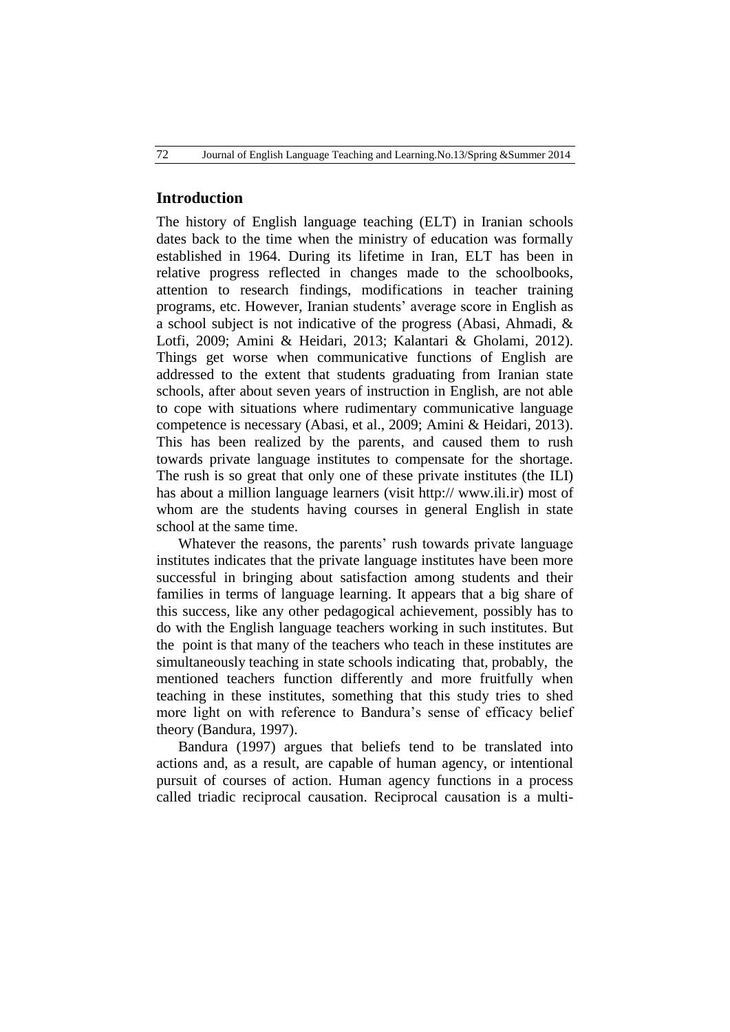## Introduction

The history of English language teaching (ELT) in Iranian schools dates back to the time when the ministry of education was formally established in 1964. During its lifetime in Iran, ELT has been in relative progress reflected in changes made to the schoolbooks, attention to research findings, modifications in teacher training programs, etc. However, Iranian students' average score in English as a school subject is not indicative of the progress (Abasi, Ahmadi, & Lotfi, 2009; Amini & Heidari, 2013; Kalantari & Gholami, 2012). Things get worse when communicative functions of English are addressed to the extent that students graduating from Iranian state schools, after about seven years of instruction in English, are not able to cope with situations where rudimentary communicative language competence is necessary (Abasi, et al., 2009; Amini & Heidari, 2013). This has been realized by the parents, and caused them to rush towards private language institutes to compensate for the shortage. The rush is so great that only one of these private institutes (the ILI) has about a million language learners (visit http:// www.ili.ir) most of whom are the students having courses in general English in state school at the same time.

Whatever the reasons, the parents' rush towards private language institutes indicates that the private language institutes have been more successful in bringing about satisfaction among students and their families in terms of language learning. It appears that a big share of this success, like any other pedagogical achievement, possibly has to do with the English language teachers working in such institutes. But the point is that many of the teachers who teach in these institutes are simultaneously teaching in state schools indicating that, probably, the mentioned teachers function differently and more fruitfully when teaching in these institutes, something that this study tries to shed more light on with reference to Bandura's sense of efficacy belief theory (Bandura, 1997).

Bandura (1997) argues that beliefs tend to be translated into actions and, as a result, are capable of human agency, or intentional pursuit of courses of action. Human agency functions in a process called triadic reciprocal causation. Reciprocal causation is a multi-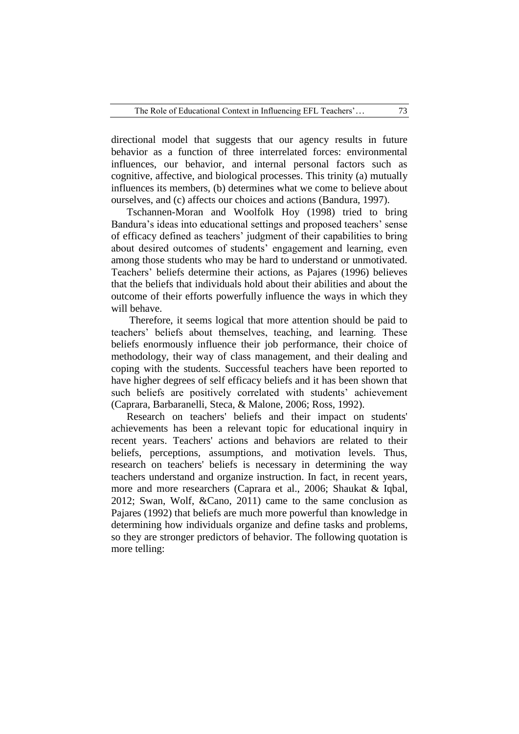directional model that suggests that our agency results in future behavior as a function of three interrelated forces: environmental influences, our behavior, and internal personal factors such as cognitive, affective, and biological processes. This trinity (a) mutually influences its members, (b) determines what we come to believe about ourselves, and (c) affects our choices and actions (Bandura, 1997).

Tschannen-Moran and Woolfolk Hoy (1998) tried to bring Bandura's ideas into educational settings and proposed teachers' sense of efficacy defined as teachers' judgment of their capabilities to bring about desired outcomes of students' engagement and learning, even among those students who may be hard to understand or unmotivated. Teachers' beliefs determine their actions, as Pajares (1996) believes that the beliefs that individuals hold about their abilities and about the outcome of their efforts powerfully influence the ways in which they will behave.

Therefore, it seems logical that more attention should be paid to teachers' beliefs about themselves, teaching, and learning. These beliefs enormously influence their job performance, their choice of methodology, their way of class management, and their dealing and coping with the students. Successful teachers have been reported to have higher degrees of self efficacy beliefs and it has been shown that such beliefs are positively correlated with students' achievement (Caprara, Barbaranelli, Steca, & Malone, 2006; Ross, 1992).

Research on teachers' beliefs and their impact on students' achievements has been a relevant topic for educational inquiry in recent years. Teachers' actions and behaviors are related to their beliefs, perceptions, assumptions, and motivation levels. Thus, research on teachers' beliefs is necessary in determining the way teachers understand and organize instruction. In fact, in recent years, more and more researchers (Caprara et al., 2006; Shaukat & Iqbal, 2012; Swan, Wolf, &Cano, 2011) came to the same conclusion as Pajares (1992) that beliefs are much more powerful than knowledge in determining how individuals organize and define tasks and problems, so they are stronger predictors of behavior. The following quotation is more telling: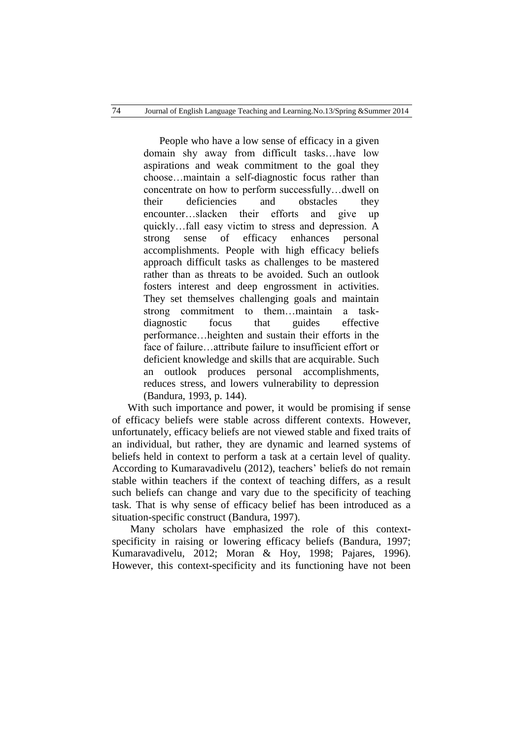> People who have a low sense of efficacy in a given domain shy away from difficult tasks…have low aspirations and weak commitment to the goal they choose…maintain a self-diagnostic focus rather than concentrate on how to perform successfully…dwell on their deficiencies and obstacles they encounter…slacken their efforts and give up quickly…fall easy victim to stress and depression. A strong sense of efficacy enhances personal accomplishments. People with high efficacy beliefs approach difficult tasks as challenges to be mastered rather than as threats to be avoided. Such an outlook fosters interest and deep engrossment in activities. They set themselves challenging goals and maintain strong commitment to them…maintain a task-diagnostic focus that guides effective performance…heighten and sustain their efforts in the face of failure…attribute failure to insufficient effort or deficient knowledge and skills that are acquirable. Such an outlook produces personal accomplishments, reduces stress, and lowers vulnerability to depression (Bandura, 1993, p. 144).

With such importance and power, it would be promising if sense of efficacy beliefs were stable across different contexts. However, unfortunately, efficacy beliefs are not viewed stable and fixed traits of an individual, but rather, they are dynamic and learned systems of beliefs held in context to perform a task at a certain level of quality. According to Kumaravadivelu (2012), teachers' beliefs do not remain stable within teachers if the context of teaching differs, as a result such beliefs can change and vary due to the specificity of teaching task. That is why sense of efficacy belief has been introduced as a situation-specific construct (Bandura, 1997).

Many scholars have emphasized the role of this context-specificity in raising or lowering efficacy beliefs (Bandura, 1997; Kumaravadivelu, 2012; Moran & Hoy, 1998; Pajares, 1996). However, this context-specificity and its functioning have not been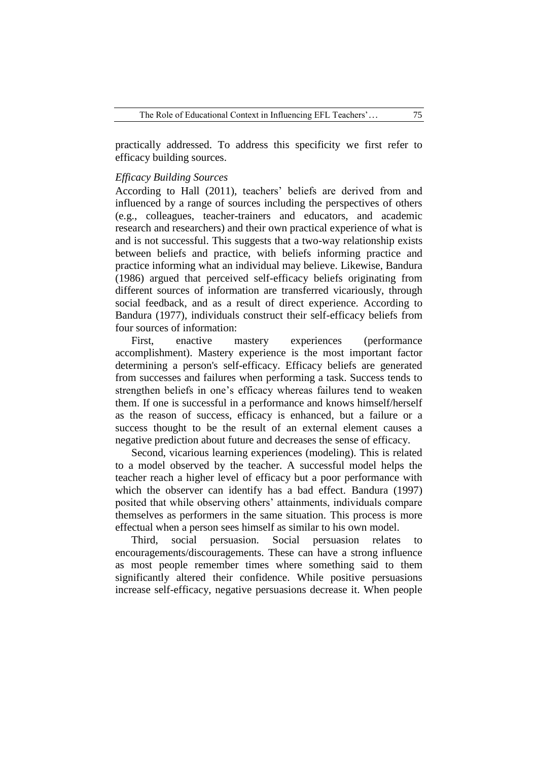practically addressed. To address this specificity we first refer to efficacy building sources.

*Efficacy Building Sources*

According to Hall (2011), teachers' beliefs are derived from and influenced by a range of sources including the perspectives of others (e.g., colleagues, teacher-trainers and educators, and academic research and researchers) and their own practical experience of what is and is not successful. This suggests that a two-way relationship exists between beliefs and practice, with beliefs informing practice and practice informing what an individual may believe. Likewise, Bandura (1986) argued that perceived self-efficacy beliefs originating from different sources of information are transferred vicariously, through social feedback, and as a result of direct experience. According to Bandura (1977), individuals construct their self-efficacy beliefs from four sources of information:

First, enactive mastery experiences (performance accomplishment). Mastery experience is the most important factor determining a person's self-efficacy. Efficacy beliefs are generated from successes and failures when performing a task. Success tends to strengthen beliefs in one's efficacy whereas failures tend to weaken them. If one is successful in a performance and knows himself/herself as the reason of success, efficacy is enhanced, but a failure or a success thought to be the result of an external element causes a negative prediction about future and decreases the sense of efficacy.

Second, vicarious learning experiences (modeling). This is related to a model observed by the teacher. A successful model helps the teacher reach a higher level of efficacy but a poor performance with which the observer can identify has a bad effect. Bandura (1997) posited that while observing others' attainments, individuals compare themselves as performers in the same situation. This process is more effectual when a person sees himself as similar to his own model.

Third, social persuasion. Social persuasion relates to encouragements/discouragements. These can have a strong influence as most people remember times where something said to them significantly altered their confidence. While positive persuasions increase self-efficacy, negative persuasions decrease it. When people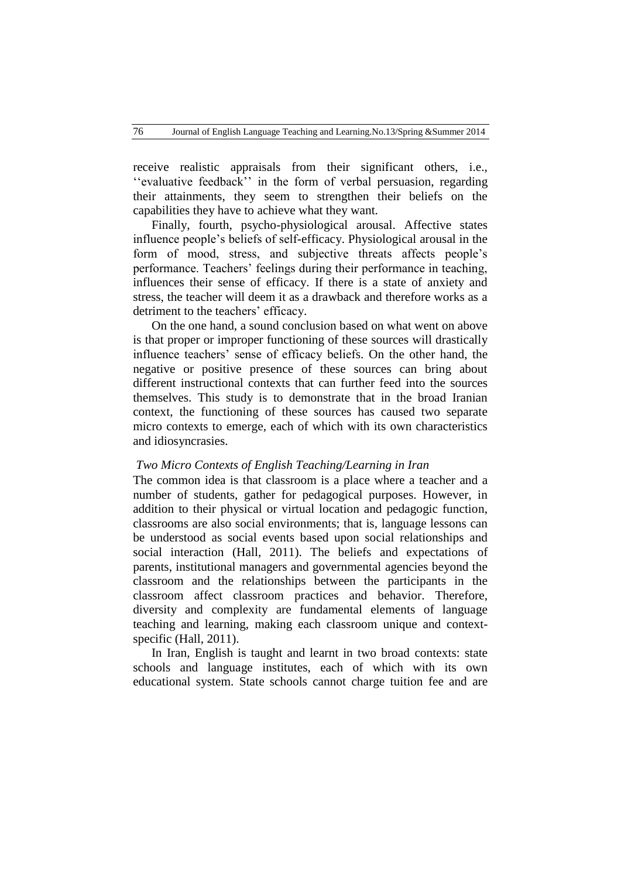receive realistic appraisals from their significant others, i.e., ''evaluative feedback'' in the form of verbal persuasion, regarding their attainments, they seem to strengthen their beliefs on the capabilities they have to achieve what they want.

Finally, fourth, psycho-physiological arousal. Affective states influence people's beliefs of self-efficacy. Physiological arousal in the form of mood, stress, and subjective threats affects people's performance. Teachers' feelings during their performance in teaching, influences their sense of efficacy. If there is a state of anxiety and stress, the teacher will deem it as a drawback and therefore works as a detriment to the teachers' efficacy.

On the one hand, a sound conclusion based on what went on above is that proper or improper functioning of these sources will drastically influence teachers' sense of efficacy beliefs. On the other hand, the negative or positive presence of these sources can bring about different instructional contexts that can further feed into the sources themselves. This study is to demonstrate that in the broad Iranian context, the functioning of these sources has caused two separate micro contexts to emerge, each of which with its own characteristics and idiosyncrasies.

### *Two Micro Contexts of English Teaching/Learning in Iran*

The common idea is that classroom is a place where a teacher and a number of students, gather for pedagogical purposes. However, in addition to their physical or virtual location and pedagogic function, classrooms are also social environments; that is, language lessons can be understood as social events based upon social relationships and social interaction (Hall, 2011). The beliefs and expectations of parents, institutional managers and governmental agencies beyond the classroom and the relationships between the participants in the classroom affect classroom practices and behavior. Therefore, diversity and complexity are fundamental elements of language teaching and learning, making each classroom unique and context-specific (Hall, 2011).

In Iran, English is taught and learnt in two broad contexts: state schools and language institutes, each of which with its own educational system. State schools cannot charge tuition fee and are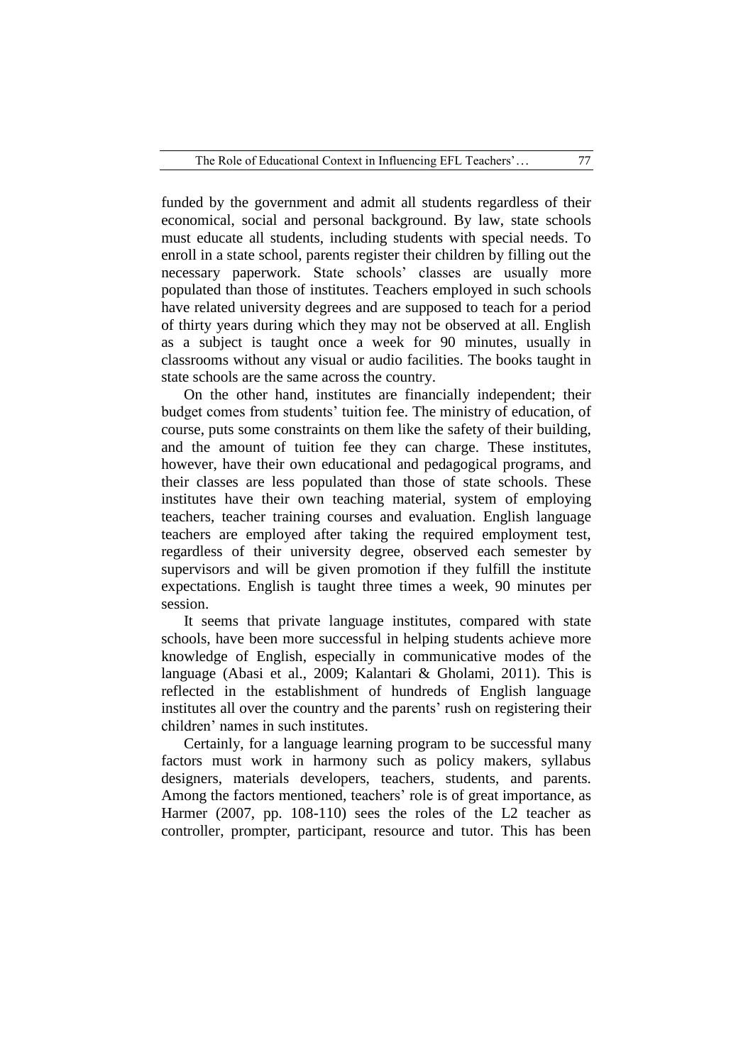funded by the government and admit all students regardless of their economical, social and personal background. By law, state schools must educate all students, including students with special needs. To enroll in a state school, parents register their children by filling out the necessary paperwork. State schools' classes are usually more populated than those of institutes. Teachers employed in such schools have related university degrees and are supposed to teach for a period of thirty years during which they may not be observed at all. English as a subject is taught once a week for 90 minutes, usually in classrooms without any visual or audio facilities. The books taught in state schools are the same across the country.

On the other hand, institutes are financially independent; their budget comes from students' tuition fee. The ministry of education, of course, puts some constraints on them like the safety of their building, and the amount of tuition fee they can charge. These institutes, however, have their own educational and pedagogical programs, and their classes are less populated than those of state schools. These institutes have their own teaching material, system of employing teachers, teacher training courses and evaluation. English language teachers are employed after taking the required employment test, regardless of their university degree, observed each semester by supervisors and will be given promotion if they fulfill the institute expectations. English is taught three times a week, 90 minutes per session.

It seems that private language institutes, compared with state schools, have been more successful in helping students achieve more knowledge of English, especially in communicative modes of the language (Abasi et al., 2009; Kalantari & Gholami, 2011). This is reflected in the establishment of hundreds of English language institutes all over the country and the parents' rush on registering their children' names in such institutes.

Certainly, for a language learning program to be successful many factors must work in harmony such as policy makers, syllabus designers, materials developers, teachers, students, and parents. Among the factors mentioned, teachers' role is of great importance, as Harmer (2007, pp. 108-110) sees the roles of the L2 teacher as controller, prompter, participant, resource and tutor. This has been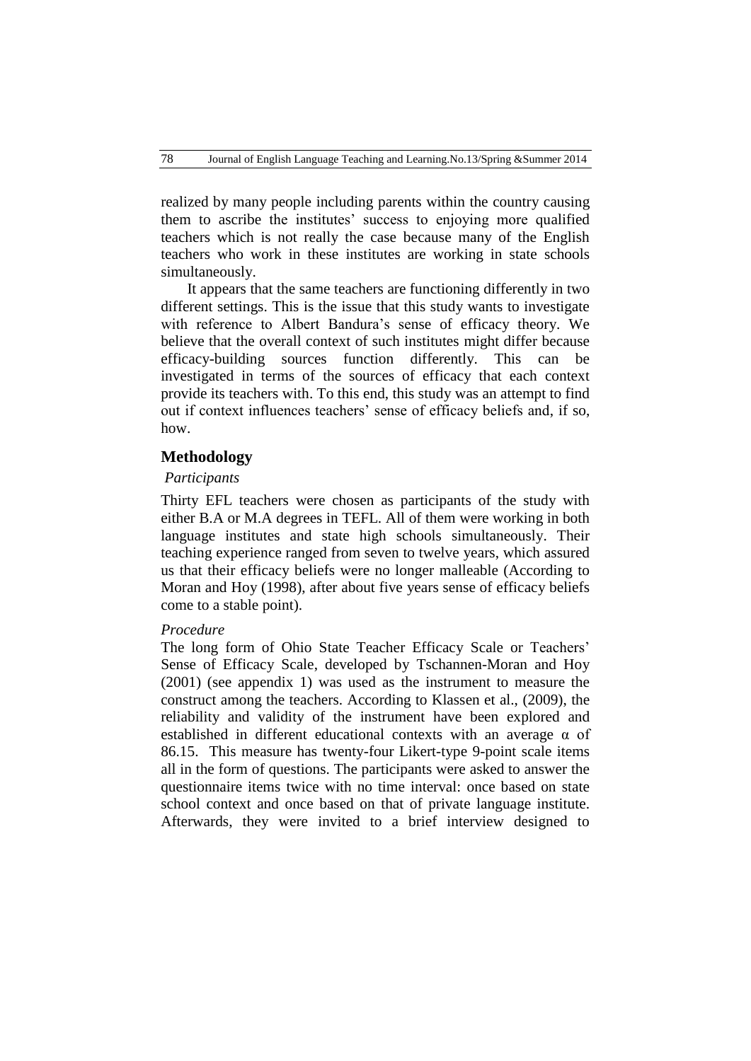realized by many people including parents within the country causing them to ascribe the institutes' success to enjoying more qualified teachers which is not really the case because many of the English teachers who work in these institutes are working in state schools simultaneously.

It appears that the same teachers are functioning differently in two different settings. This is the issue that this study wants to investigate with reference to Albert Bandura's sense of efficacy theory. We believe that the overall context of such institutes might differ because efficacy-building sources function differently. This can be investigated in terms of the sources of efficacy that each context provide its teachers with. To this end, this study was an attempt to find out if context influences teachers' sense of efficacy beliefs and, if so, how.

## Methodology

### *Participants*

Thirty EFL teachers were chosen as participants of the study with either B.A or M.A degrees in TEFL. All of them were working in both language institutes and state high schools simultaneously. Their teaching experience ranged from seven to twelve years, which assured us that their efficacy beliefs were no longer malleable (According to Moran and Hoy (1998), after about five years sense of efficacy beliefs come to a stable point).

### *Procedure*

The long form of Ohio State Teacher Efficacy Scale or Teachers' Sense of Efficacy Scale, developed by Tschannen-Moran and Hoy (2001) (see appendix 1) was used as the instrument to measure the construct among the teachers. According to Klassen et al., (2009), the reliability and validity of the instrument have been explored and established in different educational contexts with an average α of 86.15. This measure has twenty-four Likert-type 9-point scale items all in the form of questions. The participants were asked to answer the questionnaire items twice with no time interval: once based on state school context and once based on that of private language institute. Afterwards, they were invited to a brief interview designed to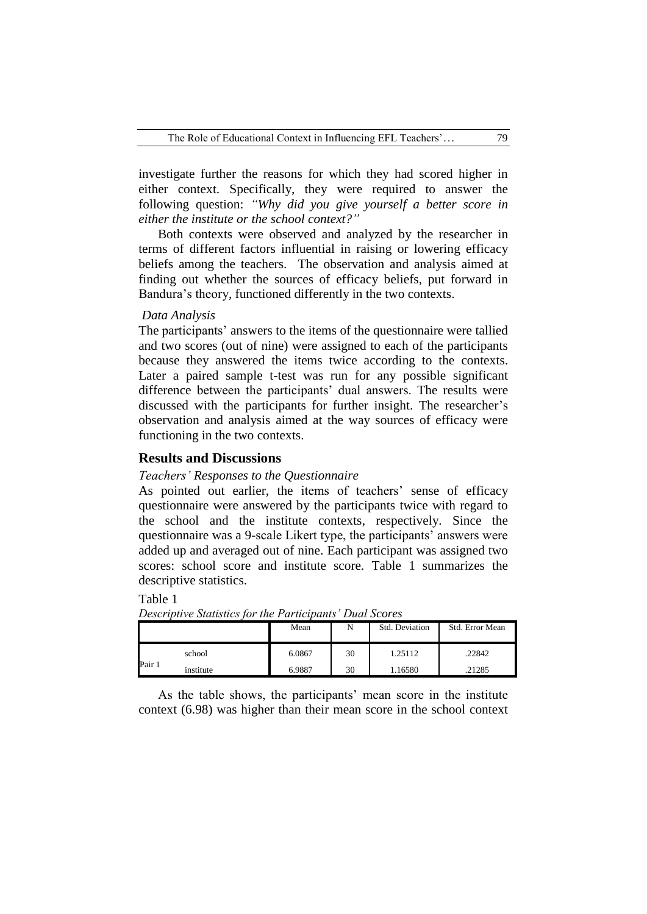investigate further the reasons for which they had scored higher in either context. Specifically, they were required to answer the following question: *"Why did you give yourself a better score in either the institute or the school context?"*

Both contexts were observed and analyzed by the researcher in terms of different factors influential in raising or lowering efficacy beliefs among the teachers. The observation and analysis aimed at finding out whether the sources of efficacy beliefs, put forward in Bandura's theory, functioned differently in the two contexts.

### *Data Analysis*

The participants' answers to the items of the questionnaire were tallied and two scores (out of nine) were assigned to each of the participants because they answered the items twice according to the contexts. Later a paired sample t-test was run for any possible significant difference between the participants' dual answers. The results were discussed with the participants for further insight. The researcher's observation and analysis aimed at the way sources of efficacy were functioning in the two contexts.

## **Results and Discussions**

### *Teachers' Responses to the Questionnaire*

As pointed out earlier, the items of teachers' sense of efficacy questionnaire were answered by the participants twice with regard to the school and the institute contexts, respectively. Since the questionnaire was a 9-scale Likert type, the participants' answers were added up and averaged out of nine. Each participant was assigned two scores: school score and institute score. Table 1 summarizes the descriptive statistics.

Table 1

*Descriptive Statistics for the Participants' Dual Scores*

| | | Mean | N | Std. Deviation | Std. Error Mean |
|---|---|---|---|---|---|
| Pair 1 | school | 6.0867 | 30 | 1.25112 | .22842 |
| | institute | 6.9887 | 30 | 1.16580 | .21285 |

As the table shows, the participants' mean score in the institute context (6.98) was higher than their mean score in the school context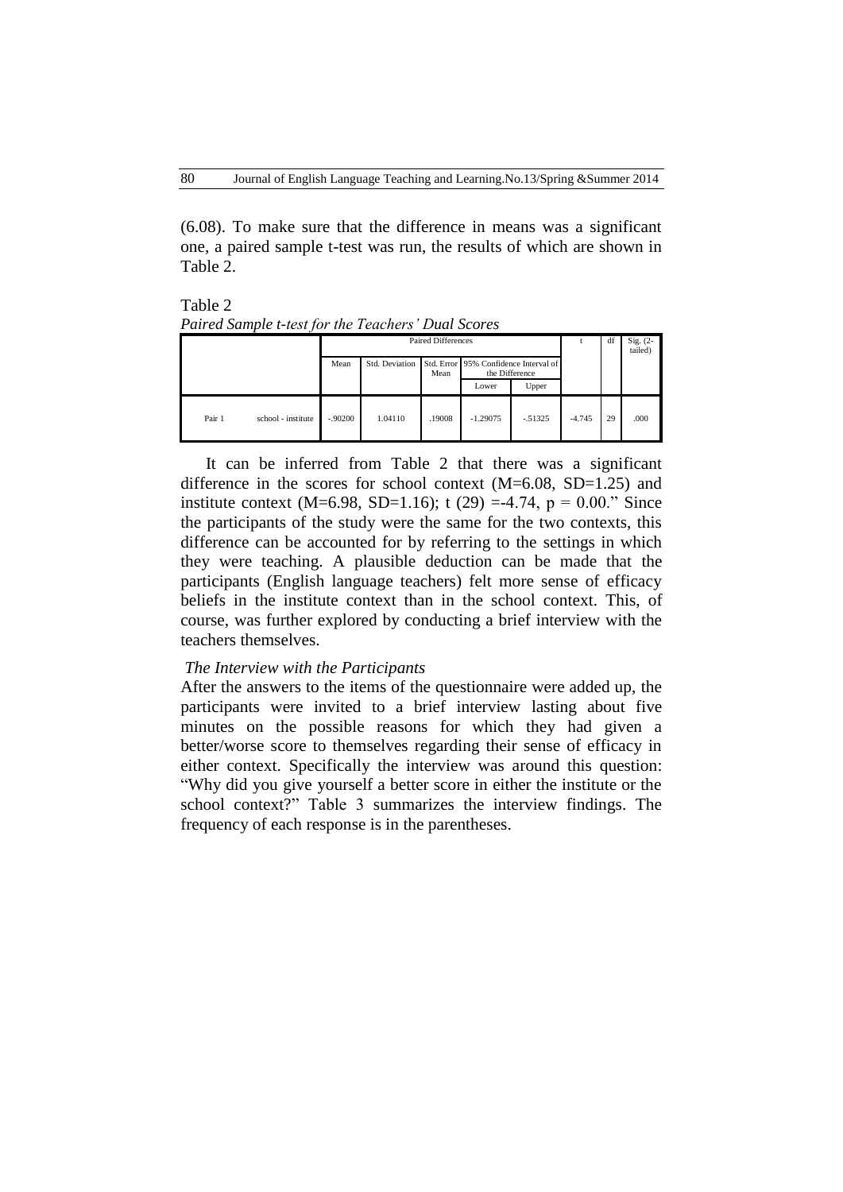(6.08). To make sure that the difference in means was a significant one, a paired sample t-test was run, the results of which are shown in Table 2.

Table 2

*Paired Sample t-test for the Teachers' Dual Scores*

| | | Paired Differences | | | | | t | df | Sig. (2-tailed) |
|---|---|---|---|---|---|---|---|---|---|
| | | Mean | Std. Deviation | Std. Error Mean | 95% Confidence Interval of the Difference | | | | |
| | | | | | Lower | Upper | | | |
| Pair 1 | school - institute | -.90200 | 1.04110 | .19008 | -1.29075 | -.51325 | -4.745 | 29 | .000 |

It can be inferred from Table 2 that there was a significant difference in the scores for school context (M=6.08, SD=1.25) and institute context (M=6.98, SD=1.16); t (29) =-4.74, p = 0.00." Since the participants of the study were the same for the two contexts, this difference can be accounted for by referring to the settings in which they were teaching. A plausible deduction can be made that the participants (English language teachers) felt more sense of efficacy beliefs in the institute context than in the school context. This, of course, was further explored by conducting a brief interview with the teachers themselves.

*The Interview with the Participants*

After the answers to the items of the questionnaire were added up, the participants were invited to a brief interview lasting about five minutes on the possible reasons for which they had given a better/worse score to themselves regarding their sense of efficacy in either context. Specifically the interview was around this question: "Why did you give yourself a better score in either the institute or the school context?" Table 3 summarizes the interview findings. The frequency of each response is in the parentheses.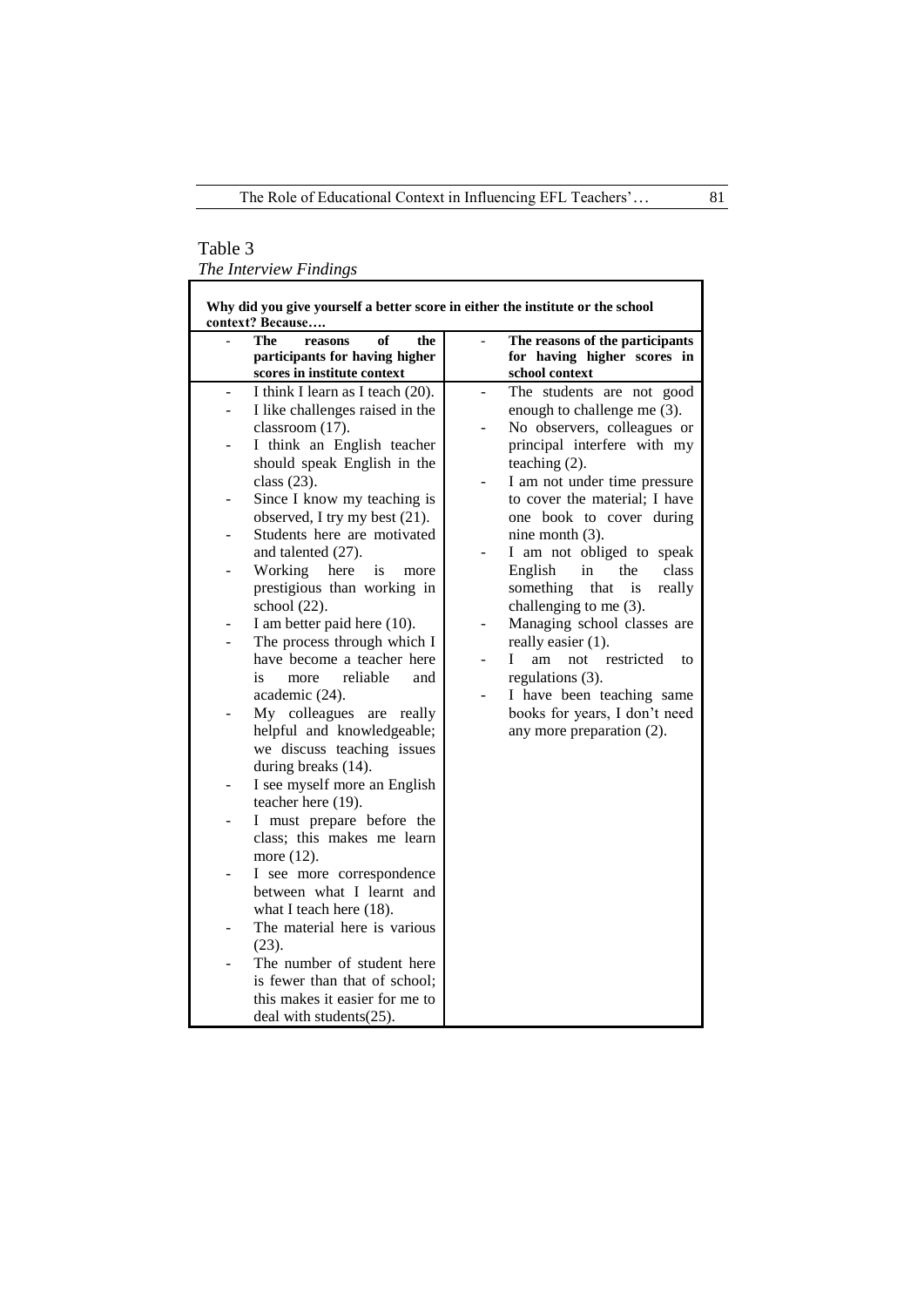Table 3
*The Interview Findings*

| Why did you give yourself a better score in either the institute or the school context? Because…. | |
|---|---|
| **The reasons of the participants for having higher scores in institute context** | **The reasons of the participants for having higher scores in school context** |
| - I think I learn as I teach (20).<br>- I like challenges raised in the classroom (17).<br>- I think an English teacher should speak English in the class (23).<br>- Since I know my teaching is observed, I try my best (21).<br>- Students here are motivated and talented (27).<br>- Working here is more prestigious than working in school (22).<br>- I am better paid here (10).<br>- The process through which I have become a teacher here is more reliable and academic (24).<br>- My colleagues are really helpful and knowledgeable; we discuss teaching issues during breaks (14).<br>- I see myself more an English teacher here (19).<br>- I must prepare before the class; this makes me learn more (12).<br>- I see more correspondence between what I learnt and what I teach here (18).<br>- The material here is various (23).<br>- The number of student here is fewer than that of school; this makes it easier for me to deal with students(25). | - The students are not good enough to challenge me (3).<br>- No observers, colleagues or principal interfere with my teaching (2).<br>- I am not under time pressure to cover the material; I have one book to cover during nine month (3).<br>- I am not obliged to speak English in the class something that is really challenging to me (3).<br>- Managing school classes are really easier (1).<br>- I am not restricted to regulations (3).<br>- I have been teaching same books for years, I don't need any more preparation (2). |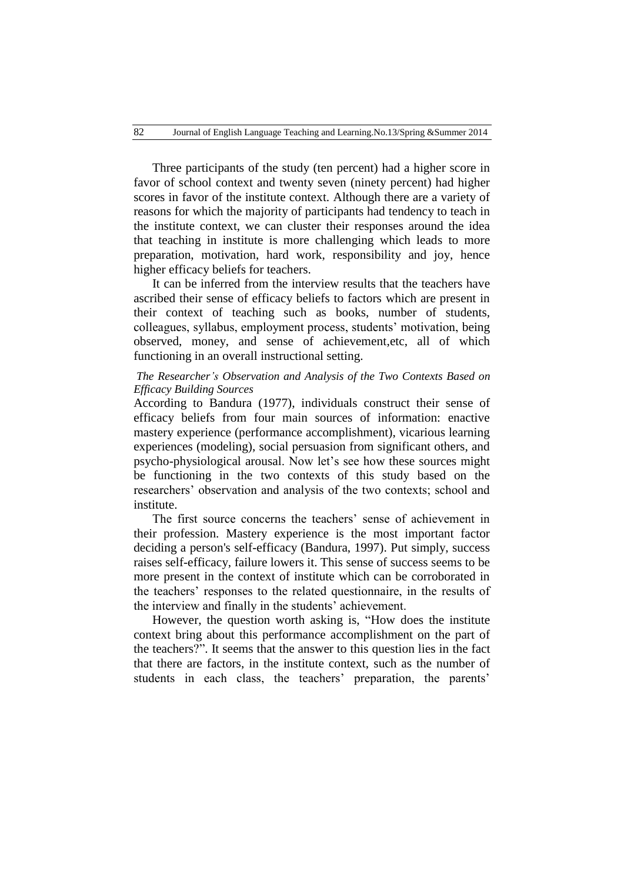Three participants of the study (ten percent) had a higher score in favor of school context and twenty seven (ninety percent) had higher scores in favor of the institute context. Although there are a variety of reasons for which the majority of participants had tendency to teach in the institute context, we can cluster their responses around the idea that teaching in institute is more challenging which leads to more preparation, motivation, hard work, responsibility and joy, hence higher efficacy beliefs for teachers.

It can be inferred from the interview results that the teachers have ascribed their sense of efficacy beliefs to factors which are present in their context of teaching such as books, number of students, colleagues, syllabus, employment process, students' motivation, being observed, money, and sense of achievement,etc, all of which functioning in an overall instructional setting.

*The Researcher's Observation and Analysis of the Two Contexts Based on Efficacy Building Sources*

According to Bandura (1977), individuals construct their sense of efficacy beliefs from four main sources of information: enactive mastery experience (performance accomplishment), vicarious learning experiences (modeling), social persuasion from significant others, and psycho-physiological arousal. Now let's see how these sources might be functioning in the two contexts of this study based on the researchers' observation and analysis of the two contexts; school and institute.

The first source concerns the teachers' sense of achievement in their profession. Mastery experience is the most important factor deciding a person's self-efficacy (Bandura, 1997). Put simply, success raises self-efficacy, failure lowers it. This sense of success seems to be more present in the context of institute which can be corroborated in the teachers' responses to the related questionnaire, in the results of the interview and finally in the students' achievement.

However, the question worth asking is, "How does the institute context bring about this performance accomplishment on the part of the teachers?". It seems that the answer to this question lies in the fact that there are factors, in the institute context, such as the number of students in each class, the teachers' preparation, the parents'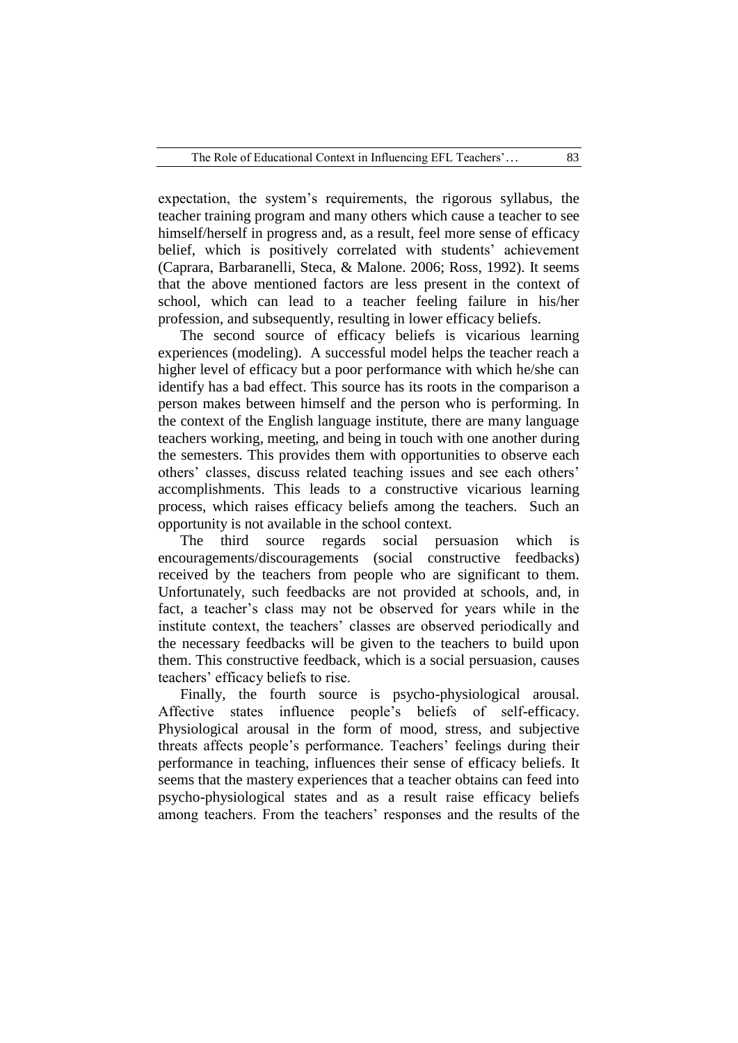expectation, the system's requirements, the rigorous syllabus, the teacher training program and many others which cause a teacher to see himself/herself in progress and, as a result, feel more sense of efficacy belief, which is positively correlated with students' achievement (Caprara, Barbaranelli, Steca, & Malone. 2006; Ross, 1992). It seems that the above mentioned factors are less present in the context of school, which can lead to a teacher feeling failure in his/her profession, and subsequently, resulting in lower efficacy beliefs.

The second source of efficacy beliefs is vicarious learning experiences (modeling). A successful model helps the teacher reach a higher level of efficacy but a poor performance with which he/she can identify has a bad effect. This source has its roots in the comparison a person makes between himself and the person who is performing. In the context of the English language institute, there are many language teachers working, meeting, and being in touch with one another during the semesters. This provides them with opportunities to observe each others' classes, discuss related teaching issues and see each others' accomplishments. This leads to a constructive vicarious learning process, which raises efficacy beliefs among the teachers. Such an opportunity is not available in the school context.

The third source regards social persuasion which is encouragements/discouragements (social constructive feedbacks) received by the teachers from people who are significant to them. Unfortunately, such feedbacks are not provided at schools, and, in fact, a teacher's class may not be observed for years while in the institute context, the teachers' classes are observed periodically and the necessary feedbacks will be given to the teachers to build upon them. This constructive feedback, which is a social persuasion, causes teachers' efficacy beliefs to rise.

Finally, the fourth source is psycho-physiological arousal. Affective states influence people's beliefs of self-efficacy. Physiological arousal in the form of mood, stress, and subjective threats affects people's performance. Teachers' feelings during their performance in teaching, influences their sense of efficacy beliefs. It seems that the mastery experiences that a teacher obtains can feed into psycho-physiological states and as a result raise efficacy beliefs among teachers. From the teachers' responses and the results of the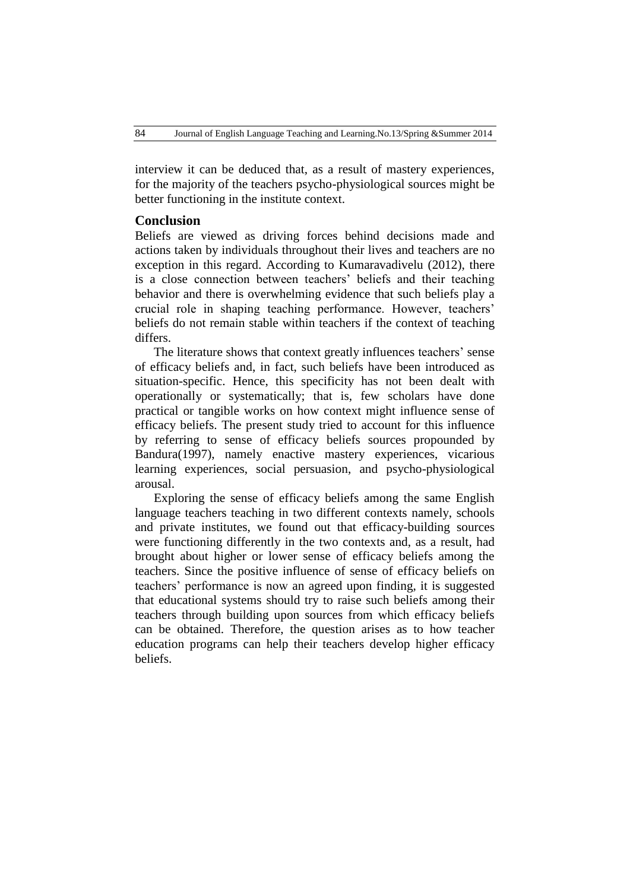interview it can be deduced that, as a result of mastery experiences, for the majority of the teachers psycho-physiological sources might be better functioning in the institute context.

## Conclusion

Beliefs are viewed as driving forces behind decisions made and actions taken by individuals throughout their lives and teachers are no exception in this regard. According to Kumaravadivelu (2012), there is a close connection between teachers' beliefs and their teaching behavior and there is overwhelming evidence that such beliefs play a crucial role in shaping teaching performance. However, teachers' beliefs do not remain stable within teachers if the context of teaching differs.

The literature shows that context greatly influences teachers' sense of efficacy beliefs and, in fact, such beliefs have been introduced as situation-specific. Hence, this specificity has not been dealt with operationally or systematically; that is, few scholars have done practical or tangible works on how context might influence sense of efficacy beliefs. The present study tried to account for this influence by referring to sense of efficacy beliefs sources propounded by Bandura(1997), namely enactive mastery experiences, vicarious learning experiences, social persuasion, and psycho-physiological arousal.

Exploring the sense of efficacy beliefs among the same English language teachers teaching in two different contexts namely, schools and private institutes, we found out that efficacy-building sources were functioning differently in the two contexts and, as a result, had brought about higher or lower sense of efficacy beliefs among the teachers. Since the positive influence of sense of efficacy beliefs on teachers' performance is now an agreed upon finding, it is suggested that educational systems should try to raise such beliefs among their teachers through building upon sources from which efficacy beliefs can be obtained. Therefore, the question arises as to how teacher education programs can help their teachers develop higher efficacy beliefs.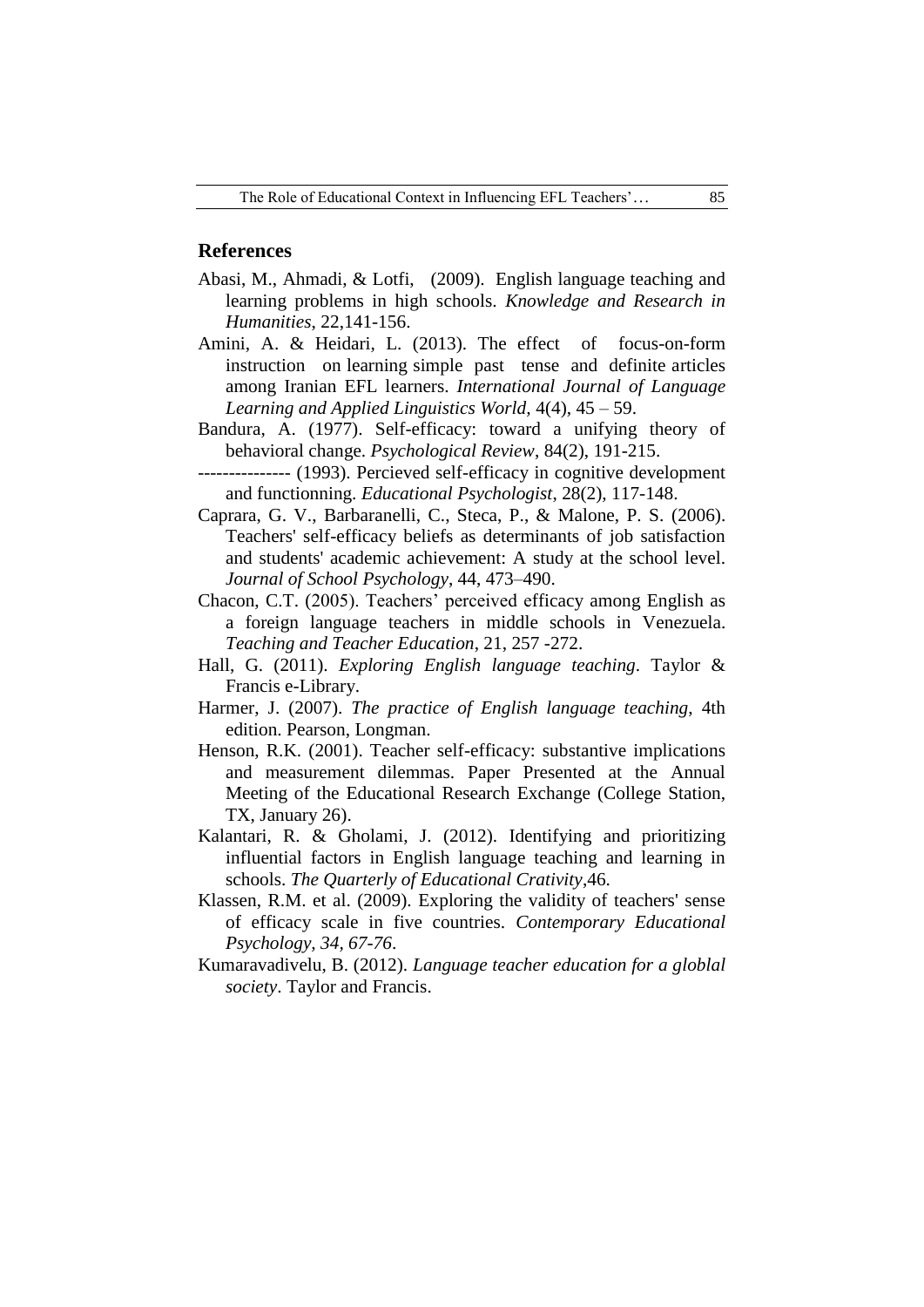## References

Abasi, M., Ahmadi, & Lotfi, (2009). English language teaching and learning problems in high schools. *Knowledge and Research in Humanities*, 22,141-156.

Amini, A. & Heidari, L. (2013). The effect of focus-on-form instruction on learning simple past tense and definite articles among Iranian EFL learners. *International Journal of Language Learning and Applied Linguistics World*, 4(4), 45 – 59.

Bandura, A. (1977). Self-efficacy: toward a unifying theory of behavioral change. *Psychological Review*, 84(2), 191-215.

--------------- (1993). Percieved self-efficacy in cognitive development and functionning. *Educational Psychologist*, 28(2), 117-148.

Caprara, G. V., Barbaranelli, C., Steca, P., & Malone, P. S. (2006). Teachers' self-efficacy beliefs as determinants of job satisfaction and students' academic achievement: A study at the school level. *Journal of School Psychology*, 44, 473–490.

Chacon, C.T. (2005). Teachers' perceived efficacy among English as a foreign language teachers in middle schools in Venezuela. *Teaching and Teacher Education*, 21, 257 -272.

Hall, G. (2011). *Exploring English language teaching*. Taylor & Francis e-Library.

Harmer, J. (2007). *The practice of English language teaching*, 4th edition. Pearson, Longman.

Henson, R.K. (2001). Teacher self-efficacy: substantive implications and measurement dilemmas. Paper Presented at the Annual Meeting of the Educational Research Exchange (College Station, TX, January 26).

Kalantari, R. & Gholami, J. (2012). Identifying and prioritizing influential factors in English language teaching and learning in schools. *The Quarterly of Educational Crativity*,46.

Klassen, R.M. et al. (2009). Exploring the validity of teachers' sense of efficacy scale in five countries. *Contemporary Educational Psychology, 34, 67-76*.

Kumaravadivelu, B. (2012). *Language teacher education for a globlal society*. Taylor and Francis.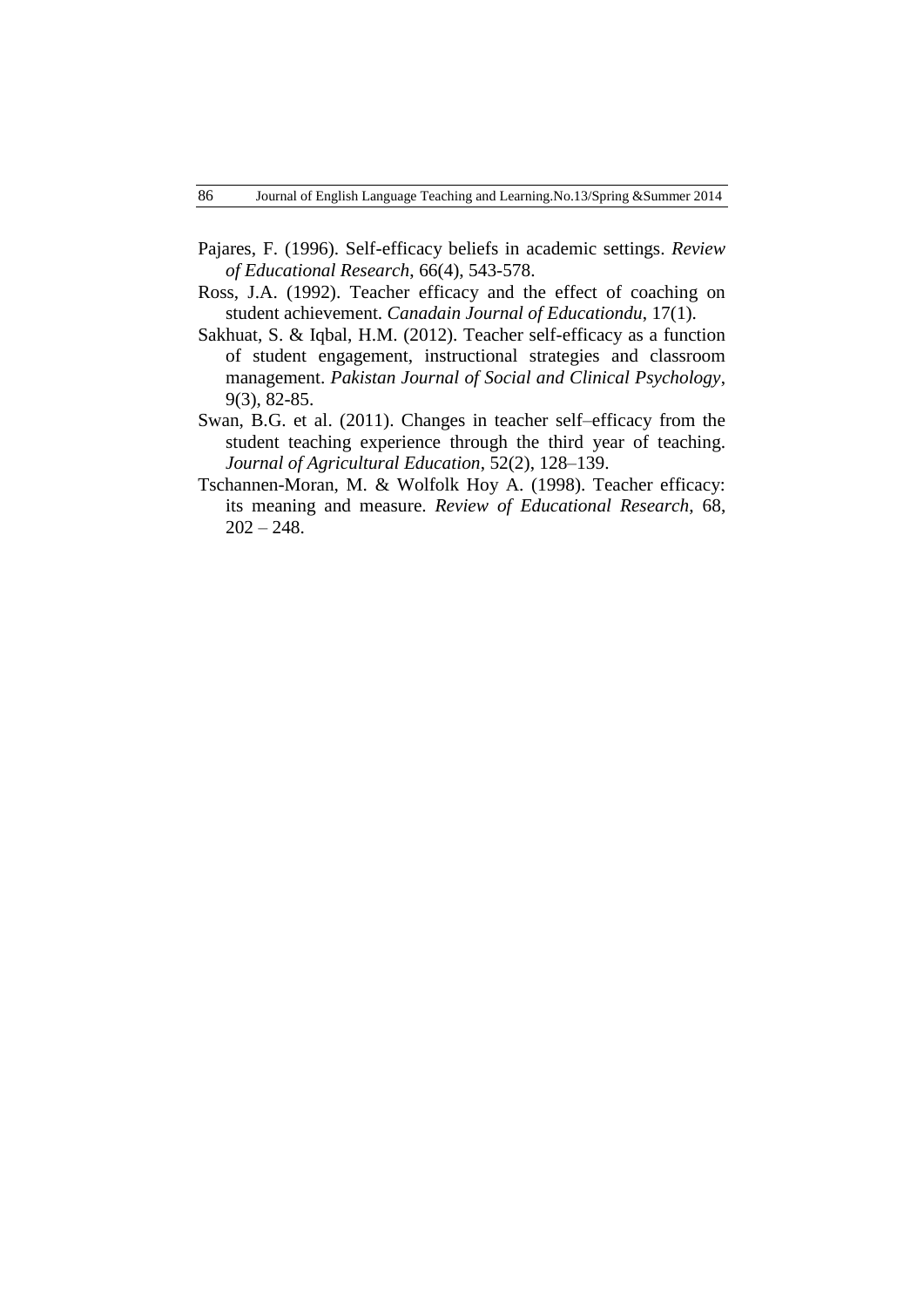Pajares, F. (1996). Self-efficacy beliefs in academic settings. *Review of Educational Research*, 66(4), 543-578.

Ross, J.A. (1992). Teacher efficacy and the effect of coaching on student achievement. *Canadain Journal of Educationdu*, 17(1).

Sakhuat, S. & Iqbal, H.M. (2012). Teacher self-efficacy as a function of student engagement, instructional strategies and classroom management. *Pakistan Journal of Social and Clinical Psychology*, 9(3), 82-85.

Swan, B.G. et al. (2011). Changes in teacher self–efficacy from the student teaching experience through the third year of teaching. *Journal of Agricultural Education*, 52(2), 128–139.

Tschannen-Moran, M. & Wolfolk Hoy A. (1998). Teacher efficacy: its meaning and measure. *Review of Educational Research*, 68, 202 – 248.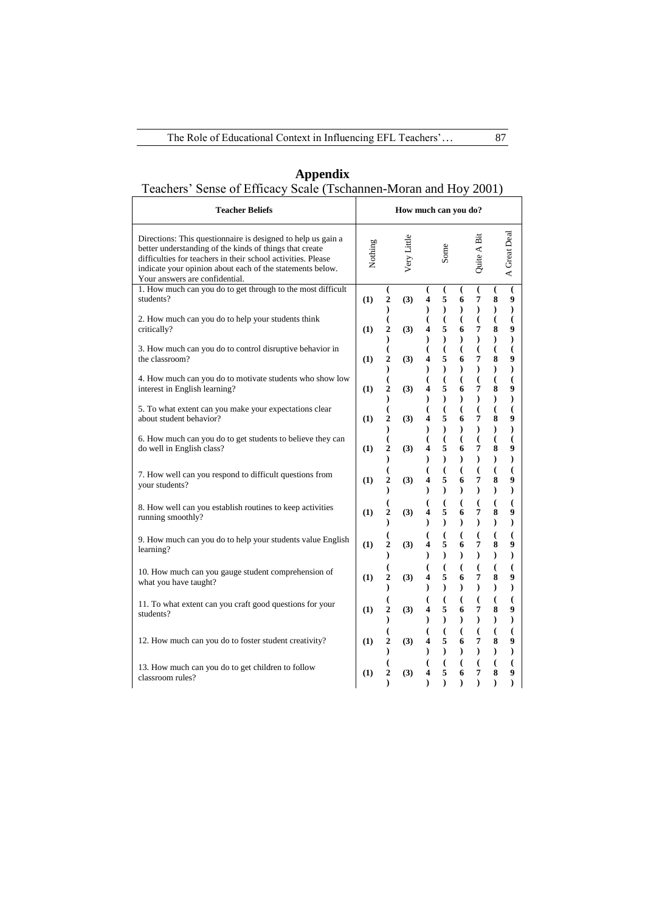# Appendix

Teachers' Sense of Efficacy Scale (Tschannen-Moran and Hoy 2001)

| Teacher Beliefs | How much can you do? | | | | | | | | |
|---|---|---|---|---|---|---|---|---|---|
| Directions: This questionnaire is designed to help us gain a better understanding of the kinds of things that create difficulties for teachers in their school activities. Please indicate your opinion about each of the statements below. Your answers are confidential. | Nothing | | Very Little | | Some | | Quite A Bit | | A Great Deal |
| 1. How much can you do to get through to the most difficult students? | (1) | (2) | (3) | (4) | (5) | (6) | (7) | (8) | (9) |
| 2. How much can you do to help your students think critically? | (1) | (2) | (3) | (4) | (5) | (6) | (7) | (8) | (9) |
| 3. How much can you do to control disruptive behavior in the classroom? | (1) | (2) | (3) | (4) | (5) | (6) | (7) | (8) | (9) |
| 4. How much can you do to motivate students who show low interest in English learning? | (1) | (2) | (3) | (4) | (5) | (6) | (7) | (8) | (9) |
| 5. To what extent can you make your expectations clear about student behavior? | (1) | (2) | (3) | (4) | (5) | (6) | (7) | (8) | (9) |
| 6. How much can you do to get students to believe they can do well in English class? | (1) | (2) | (3) | (4) | (5) | (6) | (7) | (8) | (9) |
| 7. How well can you respond to difficult questions from your students? | (1) | (2) | (3) | (4) | (5) | (6) | (7) | (8) | (9) |
| 8. How well can you establish routines to keep activities running smoothly? | (1) | (2) | (3) | (4) | (5) | (6) | (7) | (8) | (9) |
| 9. How much can you do to help your students value English learning? | (1) | (2) | (3) | (4) | (5) | (6) | (7) | (8) | (9) |
| 10. How much can you gauge student comprehension of what you have taught? | (1) | (2) | (3) | (4) | (5) | (6) | (7) | (8) | (9) |
| 11. To what extent can you craft good questions for your students? | (1) | (2) | (3) | (4) | (5) | (6) | (7) | (8) | (9) |
| 12. How much can you do to foster student creativity? | (1) | (2) | (3) | (4) | (5) | (6) | (7) | (8) | (9) |
| 13. How much can you do to get children to follow classroom rules? | (1) | (2) | (3) | (4) | (5) | (6) | (7) | (8) | (9) |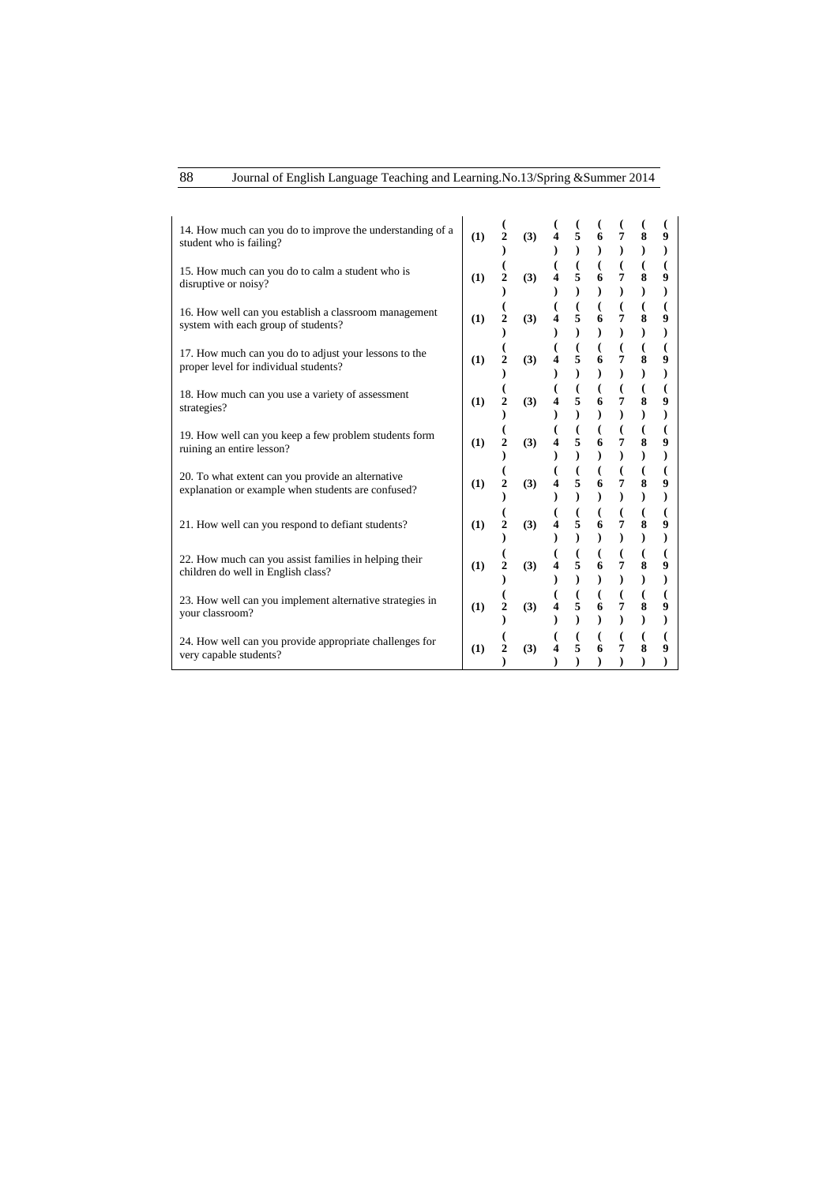| | | | | | | | | | |
|---|---|---|---|---|---|---|---|---|---|
| 14. How much can you do to improve the understanding of a student who is failing? | **(1)** | **(2)** | **(3)** | **(4)** | **(5)** | **(6)** | **(7)** | **(8)** | **(9)** |
| 15. How much can you do to calm a student who is disruptive or noisy? | **(1)** | **(2)** | **(3)** | **(4)** | **(5)** | **(6)** | **(7)** | **(8)** | **(9)** |
| 16. How well can you establish a classroom management system with each group of students? | **(1)** | **(2)** | **(3)** | **(4)** | **(5)** | **(6)** | **(7)** | **(8)** | **(9)** |
| 17. How much can you do to adjust your lessons to the proper level for individual students? | **(1)** | **(2)** | **(3)** | **(4)** | **(5)** | **(6)** | **(7)** | **(8)** | **(9)** |
| 18. How much can you use a variety of assessment strategies? | **(1)** | **(2)** | **(3)** | **(4)** | **(5)** | **(6)** | **(7)** | **(8)** | **(9)** |
| 19. How well can you keep a few problem students form ruining an entire lesson? | **(1)** | **(2)** | **(3)** | **(4)** | **(5)** | **(6)** | **(7)** | **(8)** | **(9)** |
| 20. To what extent can you provide an alternative explanation or example when students are confused? | **(1)** | **(2)** | **(3)** | **(4)** | **(5)** | **(6)** | **(7)** | **(8)** | **(9)** |
| 21. How well can you respond to defiant students? | **(1)** | **(2)** | **(3)** | **(4)** | **(5)** | **(6)** | **(7)** | **(8)** | **(9)** |
| 22. How much can you assist families in helping their children do well in English class? | **(1)** | **(2)** | **(3)** | **(4)** | **(5)** | **(6)** | **(7)** | **(8)** | **(9)** |
| 23. How well can you implement alternative strategies in your classroom? | **(1)** | **(2)** | **(3)** | **(4)** | **(5)** | **(6)** | **(7)** | **(8)** | **(9)** |
| 24. How well can you provide appropriate challenges for very capable students? | **(1)** | **(2)** | **(3)** | **(4)** | **(5)** | **(6)** | **(7)** | **(8)** | **(9)** |